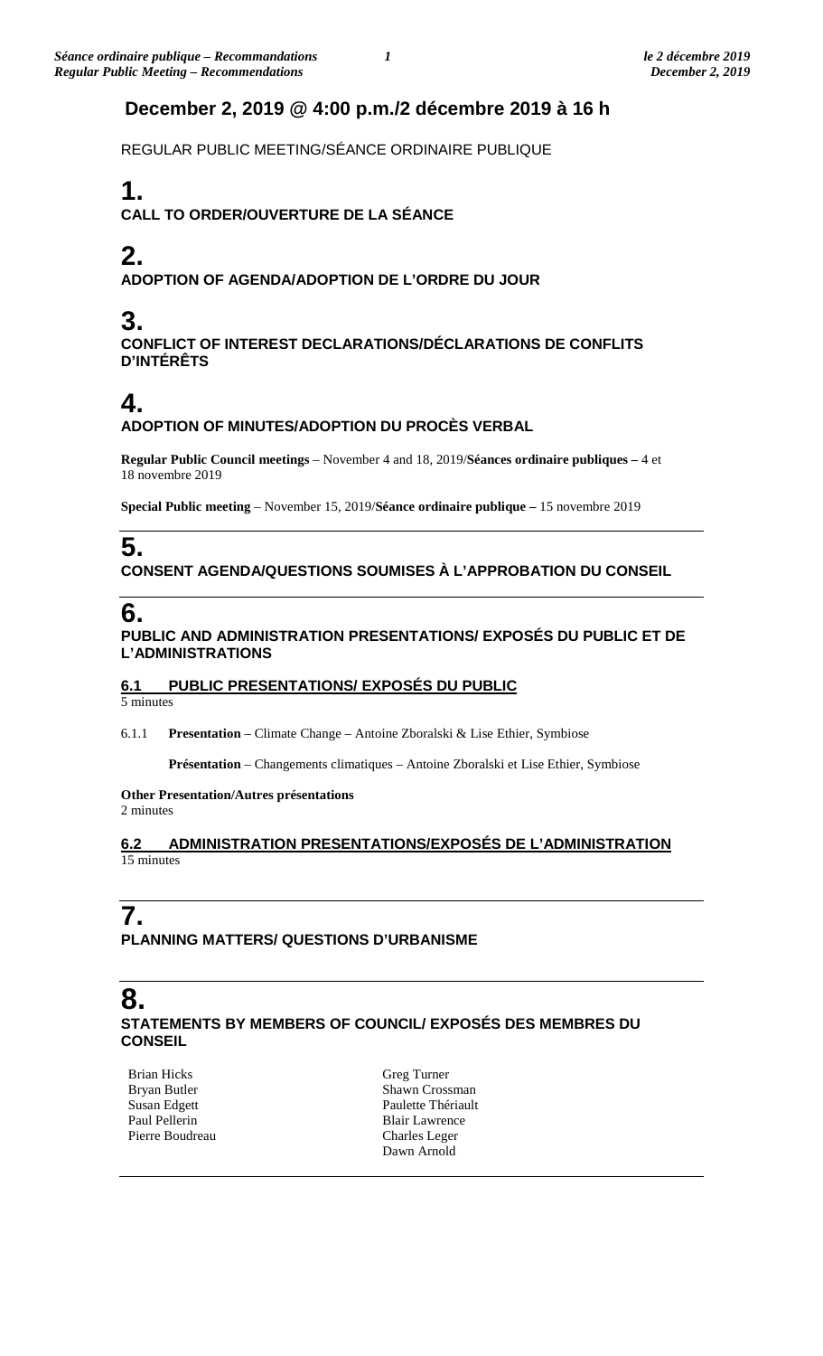## December 2, 2019 @ 4:00 p.m./2 décembre 2019 à 16 h

REGULAR PUBLIC MEETING/SÉANCE ORDINAIRE PUBLIQUE

# 1.

**CALL TO ORDER/OUVERTURE DE LA SÉANCE**

# 2.

**ADOPTION OF AGENDA/ADOPTION DE L'ORDRE DU JOUR**

# 3.

**CONFLICT OF INTEREST DECLARATIONS/DÉCLARATIONS DE CONFLITS D'INTÉRÊTS**

# 4.

**ADOPTION OF MINUTES/ADOPTION DU PROCÈS VERBAL**

**Regular Public Council meetings** – November 4 and 18, 2019/**Séances ordinaire publiques –** 4 et 18 novembre 2019

**Special Public meeting** – November 15, 2019/**Séance ordinaire publique –** 15 novembre 2019

# 5.

**CONSENT AGENDA/QUESTIONS SOUMISES À L'APPROBATION DU CONSEIL**

# 6.

**PUBLIC AND ADMINISTRATION PRESENTATIONS/ EXPOSÉS DU PUBLIC ET DE L'ADMINISTRATIONS**

## 6.1 PUBLIC PRESENTATIONS/ EXPOSÉS DU PUBLIC

5 minutes

6.1.1 **Presentation** – Climate Change – Antoine Zboralski & Lise Ethier, Symbiose

**Présentation** – Changements climatiques – Antoine Zboralski et Lise Ethier, Symbiose

**Other Presentation/Autres présentations**
2 minutes

## 6.2 ADMINISTRATION PRESENTATIONS/EXPOSÉS DE L'ADMINISTRATION

15 minutes

# 7.

**PLANNING MATTERS/ QUESTIONS D'URBANISME**

# 8.

**STATEMENTS BY MEMBERS OF COUNCIL/ EXPOSÉS DES MEMBRES DU CONSEIL**

Brian Hicks
Bryan Butler
Susan Edgett
Paul Pellerin
Pierre Boudreau
Greg Turner
Shawn Crossman
Paulette Thériault
Blair Lawrence
Charles Leger
Dawn Arnold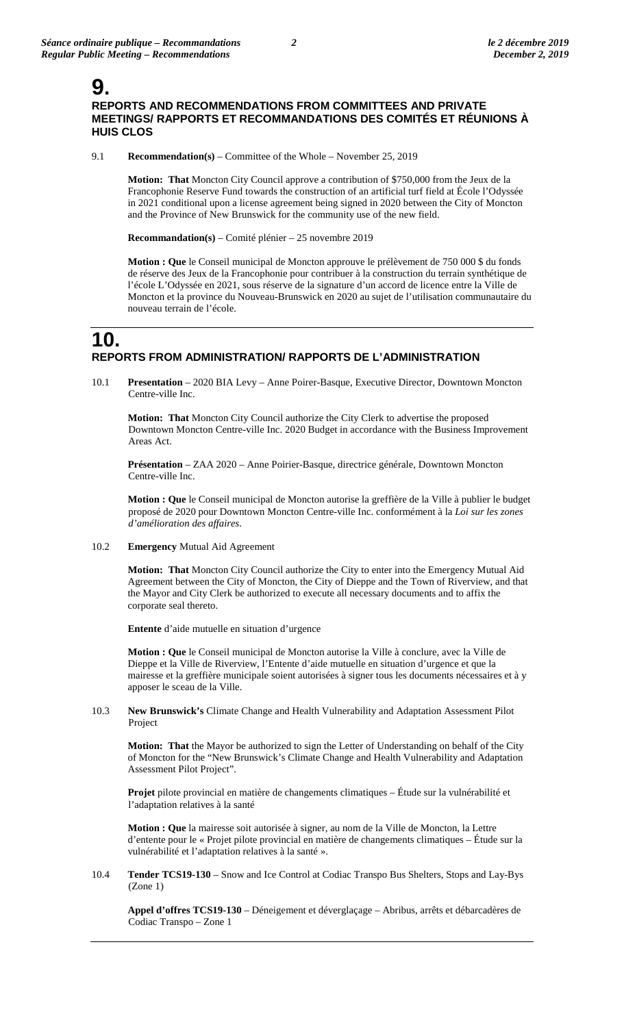# 9.

## REPORTS AND RECOMMENDATIONS FROM COMMITTEES AND PRIVATE MEETINGS/ RAPPORTS ET RECOMMANDATIONS DES COMITÉS ET RÉUNIONS À HUIS CLOS

9.1 **Recommendation(s)** – Committee of the Whole – November 25, 2019

**Motion: That** Moncton City Council approve a contribution of $750,000 from the Jeux de la Francophonie Reserve Fund towards the construction of an artificial turf field at École l'Odyssée in 2021 conditional upon a license agreement being signed in 2020 between the City of Moncton and the Province of New Brunswick for the community use of the new field.

**Recommandation(s)** – Comité plénier – 25 novembre 2019

**Motion : Que** le Conseil municipal de Moncton approuve le prélèvement de 750 000 $ du fonds de réserve des Jeux de la Francophonie pour contribuer à la construction du terrain synthétique de l'école L'Odyssée en 2021, sous réserve de la signature d'un accord de licence entre la Ville de Moncton et la province du Nouveau-Brunswick en 2020 au sujet de l'utilisation communautaire du nouveau terrain de l'école.

# 10.

## REPORTS FROM ADMINISTRATION/ RAPPORTS DE L'ADMINISTRATION

10.1 **Presentation** – 2020 BIA Levy – Anne Poirer-Basque, Executive Director, Downtown Moncton Centre-ville Inc.

**Motion: That** Moncton City Council authorize the City Clerk to advertise the proposed Downtown Moncton Centre-ville Inc. 2020 Budget in accordance with the Business Improvement Areas Act.

**Présentation** – ZAA 2020 – Anne Poirier-Basque, directrice générale, Downtown Moncton Centre-ville Inc.

**Motion : Que** le Conseil municipal de Moncton autorise la greffière de la Ville à publier le budget proposé de 2020 pour Downtown Moncton Centre-ville Inc. conformément à la *Loi sur les zones d'amélioration des affaires*.

10.2 **Emergency** Mutual Aid Agreement

**Motion: That** Moncton City Council authorize the City to enter into the Emergency Mutual Aid Agreement between the City of Moncton, the City of Dieppe and the Town of Riverview, and that the Mayor and City Clerk be authorized to execute all necessary documents and to affix the corporate seal thereto.

**Entente** d'aide mutuelle en situation d'urgence

**Motion : Que** le Conseil municipal de Moncton autorise la Ville à conclure, avec la Ville de Dieppe et la Ville de Riverview, l'Entente d'aide mutuelle en situation d'urgence et que la mairesse et la greffière municipale soient autorisées à signer tous les documents nécessaires et à y apposer le sceau de la Ville.

10.3 **New Brunswick's** Climate Change and Health Vulnerability and Adaptation Assessment Pilot Project

**Motion: That** the Mayor be authorized to sign the Letter of Understanding on behalf of the City of Moncton for the "New Brunswick's Climate Change and Health Vulnerability and Adaptation Assessment Pilot Project".

**Projet** pilote provincial en matière de changements climatiques – Étude sur la vulnérabilité et l'adaptation relatives à la santé

**Motion : Que** la mairesse soit autorisée à signer, au nom de la Ville de Moncton, la Lettre d'entente pour le « Projet pilote provincial en matière de changements climatiques – Étude sur la vulnérabilité et l'adaptation relatives à la santé ».

10.4 **Tender TCS19-130** – Snow and Ice Control at Codiac Transpo Bus Shelters, Stops and Lay-Bys (Zone 1)

**Appel d'offres TCS19-130** – Déneigement et déverglaçage – Abribus, arrêts et débarcadères de Codiac Transpo – Zone 1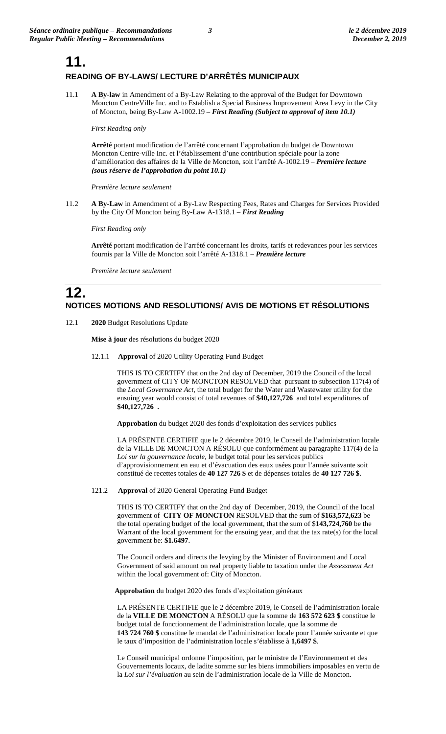# 11.

## READING OF BY-LAWS/ LECTURE D'ARRÊTÉS MUNICIPAUX

11.1 **A By-law** in Amendment of a By-Law Relating to the approval of the Budget for Downtown Moncton CentreVille Inc. and to Establish a Special Business Improvement Area Levy in the City of Moncton, being By-Law A-1002.19 – ***First Reading (Subject to approval of item 10.1)***

*First Reading only*

**Arrêté** portant modification de l'arrêté concernant l'approbation du budget de Downtown Moncton Centre-ville Inc. et l'établissement d'une contribution spéciale pour la zone d'amélioration des affaires de la Ville de Moncton, soit l'arrêté A-1002.19 – ***Première lecture (sous réserve de l'approbation du point 10.1)***

*Première lecture seulement*

11.2 **A By-Law** in Amendment of a By-Law Respecting Fees, Rates and Charges for Services Provided by the City Of Moncton being By-Law A-1318.1 – ***First Reading***

*First Reading only*

**Arrêté** portant modification de l'arrêté concernant les droits, tarifs et redevances pour les services fournis par la Ville de Moncton soit l'arrêté A-1318.1 – ***Première lecture***

*Première lecture seulement*

# 12.

## NOTICES MOTIONS AND RESOLUTIONS/ AVIS DE MOTIONS ET RÉSOLUTIONS

12.1 **2020** Budget Resolutions Update

**Mise à jour** des résolutions du budget 2020

12.1.1 **Approval** of 2020 Utility Operating Fund Budget

THIS IS TO CERTIFY that on the 2nd day of December, 2019 the Council of the local government of CITY OF MONCTON RESOLVED that pursuant to subsection 117(4) of the *Local Governance Act*, the total budget for the Water and Wastewater utility for the ensuing year would consist of total revenues of **$40,127,726** and total expenditures of **$40,127,726 .**

**Approbation** du budget 2020 des fonds d'exploitation des services publics

LA PRÉSENTE CERTIFIE que le 2 décembre 2019, le Conseil de l'administration locale de la VILLE DE MONCTON A RÉSOLU que conformément au paragraphe 117(4) de la *Loi sur la gouvernance locale*, le budget total pour les services publics d'approvisionnement en eau et d'évacuation des eaux usées pour l'année suivante soit constitué de recettes totales de **40 127 726 $** et de dépenses totales de **40 127 726 $**.

121.2 **Approval** of 2020 General Operating Fund Budget

THIS IS TO CERTIFY that on the 2nd day of December, 2019, the Council of the local government of **CITY OF MONCTON** RESOLVED that the sum of **$163,572,623** be the total operating budget of the local government, that the sum of $**143,724,760** be the Warrant of the local government for the ensuing year, and that the tax rate(s) for the local government be: **$1.6497**.

The Council orders and directs the levying by the Minister of Environment and Local Government of said amount on real property liable to taxation under the *Assessment Act* within the local government of: City of Moncton.

**Approbation** du budget 2020 des fonds d'exploitation généraux

LA PRÉSENTE CERTIFIE que le 2 décembre 2019, le Conseil de l'administration locale de la **VILLE DE MONCTON** A RÉSOLU que la somme de **163 572 623 $** constitue le budget total de fonctionnement de l'administration locale, que la somme de **143 724 760 $** constitue le mandat de l'administration locale pour l'année suivante et que le taux d'imposition de l'administration locale s'établisse à **1,6497 $**.

Le Conseil municipal ordonne l'imposition, par le ministre de l'Environnement et des Gouvernements locaux, de ladite somme sur les biens immobiliers imposables en vertu de la *Loi sur l'évaluation* au sein de l'administration locale de la Ville de Moncton.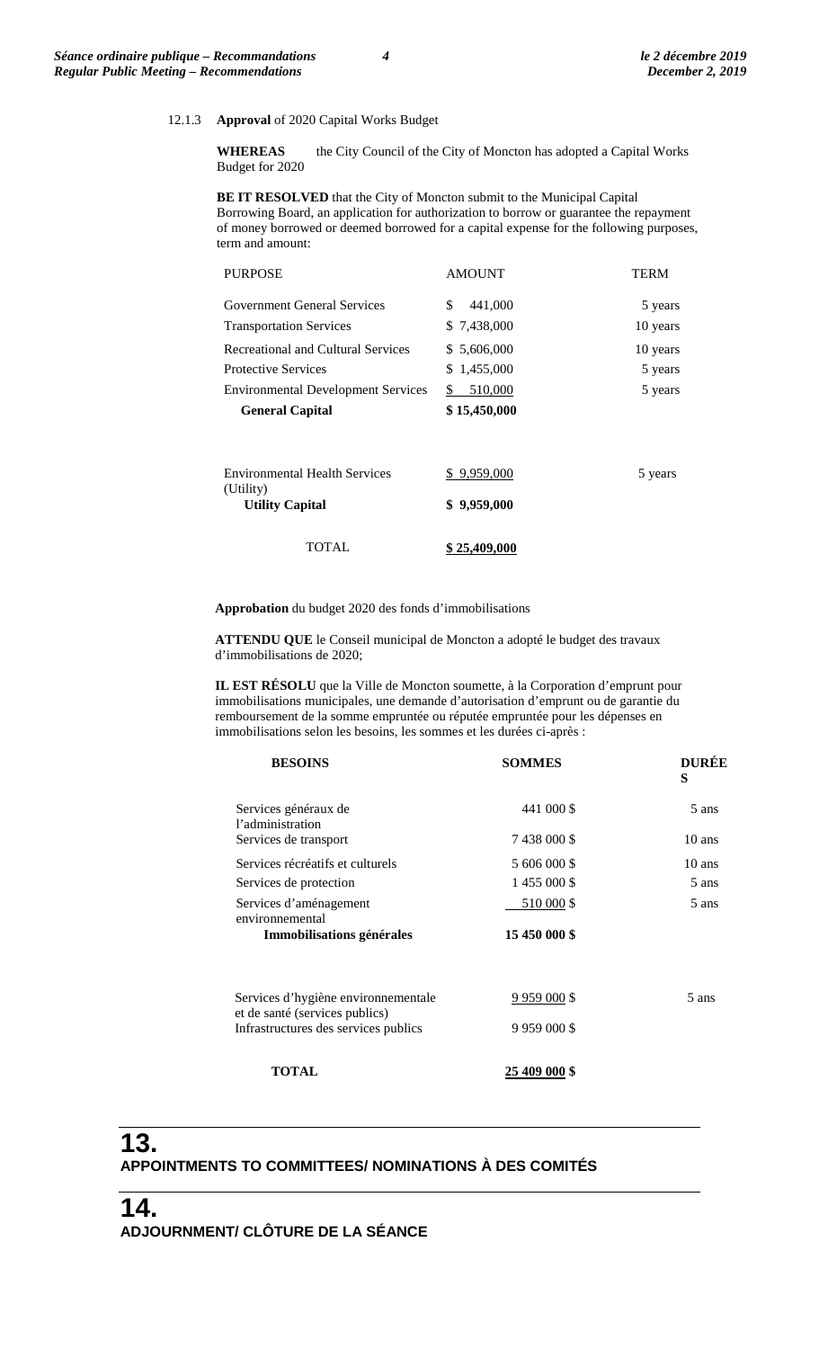12.1.3 **Approval** of 2020 Capital Works Budget

**WHEREAS** the City Council of the City of Moncton has adopted a Capital Works Budget for 2020

**BE IT RESOLVED** that the City of Moncton submit to the Municipal Capital Borrowing Board, an application for authorization to borrow or guarantee the repayment of money borrowed or deemed borrowed for a capital expense for the following purposes, term and amount:

| PURPOSE | AMOUNT | TERM |
|---|---|---|
| Government General Services | $ 441,000 | 5 years |
| Transportation Services | $ 7,438,000 | 10 years |
| Recreational and Cultural Services | $ 5,606,000 | 10 years |
| Protective Services | $ 1,455,000 | 5 years |
| Environmental Development Services | $ 510,000 | 5 years |
| **General Capital** | **$ 15,450,000** | |
| | | |
| Environmental Health Services (Utility) | $ 9,959,000 | 5 years |
| **Utility Capital** | **$ 9,959,000** | |
| | | |
| TOTAL | **$ 25,409,000** | |

**Approbation** du budget 2020 des fonds d'immobilisations

**ATTENDU QUE** le Conseil municipal de Moncton a adopté le budget des travaux d'immobilisations de 2020;

**IL EST RÉSOLU** que la Ville de Moncton soumette, à la Corporation d'emprunt pour immobilisations municipales, une demande d'autorisation d'emprunt ou de garantie du remboursement de la somme empruntée ou réputée empruntée pour les dépenses en immobilisations selon les besoins, les sommes et les durées ci-après :

| **BESOINS** | **SOMMES** | **DURÉES** |
|---|---|---|
| Services généraux de l'administration | 441 000 $ | 5 ans |
| Services de transport | 7 438 000 $ | 10 ans |
| Services récréatifs et culturels | 5 606 000 $ | 10 ans |
| Services de protection | 1 455 000 $ | 5 ans |
| Services d'aménagement environnemental | 510 000 $ | 5 ans |
| **Immobilisations générales** | **15 450 000 $** | |
| | | |
| Services d'hygiène environnementale et de santé (services publics) | 9 959 000 $ | 5 ans |
| Infrastructures des services publics | 9 959 000 $ | |
| | | |
| **TOTAL** | **25 409 000 $** | |

## 13.
**APPOINTMENTS TO COMMITTEES/ NOMINATIONS À DES COMITÉS**

## 14.
**ADJOURNMENT/ CLÔTURE DE LA SÉANCE**